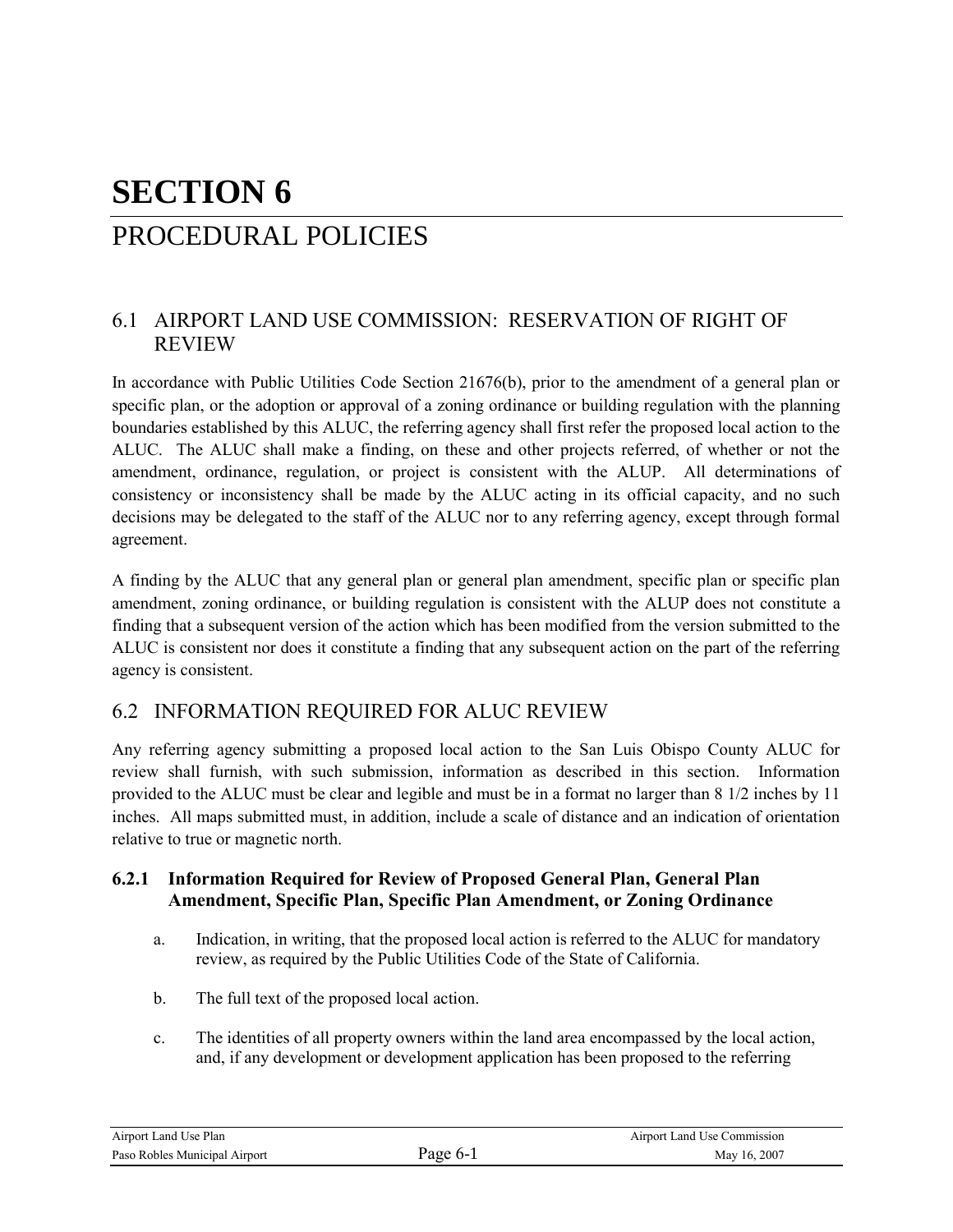# SECTION 6

# PROCEDURAL POLICIES

## 6.1 AIRPORT LAND USE COMMISSION: RESERVATION OF RIGHT OF REVIEW

In accordance with Public Utilities Code Section 21676(b), prior to the amendment of a general plan or specific plan, or the adoption or approval of a zoning ordinance or building regulation with the planning boundaries established by this ALUC, the referring agency shall first refer the proposed local action to the ALUC. The ALUC shall make a finding, on these and other projects referred, of whether or not the amendment, ordinance, regulation, or project is consistent with the ALUP. All determinations of consistency or inconsistency shall be made by the ALUC acting in its official capacity, and no such decisions may be delegated to the staff of the ALUC nor to any referring agency, except through formal agreement.

A finding by the ALUC that any general plan or general plan amendment, specific plan or specific plan amendment, zoning ordinance, or building regulation is consistent with the ALUP does not constitute a finding that a subsequent version of the action which has been modified from the version submitted to the ALUC is consistent nor does it constitute a finding that any subsequent action on the part of the referring agency is consistent.

## 6.2 INFORMATION REQUIRED FOR ALUC REVIEW

Any referring agency submitting a proposed local action to the San Luis Obispo County ALUC for review shall furnish, with such submission, information as described in this section. Information provided to the ALUC must be clear and legible and must be in a format no larger than 8 1/2 inches by 11 inches. All maps submitted must, in addition, include a scale of distance and an indication of orientation relative to true or magnetic north.

### 6.2.1 Information Required for Review of Proposed General Plan, General Plan Amendment, Specific Plan, Specific Plan Amendment, or Zoning Ordinance

a. Indication, in writing, that the proposed local action is referred to the ALUC for mandatory review, as required by the Public Utilities Code of the State of California.

b. The full text of the proposed local action.

c. The identities of all property owners within the land area encompassed by the local action, and, if any development or development application has been proposed to the referring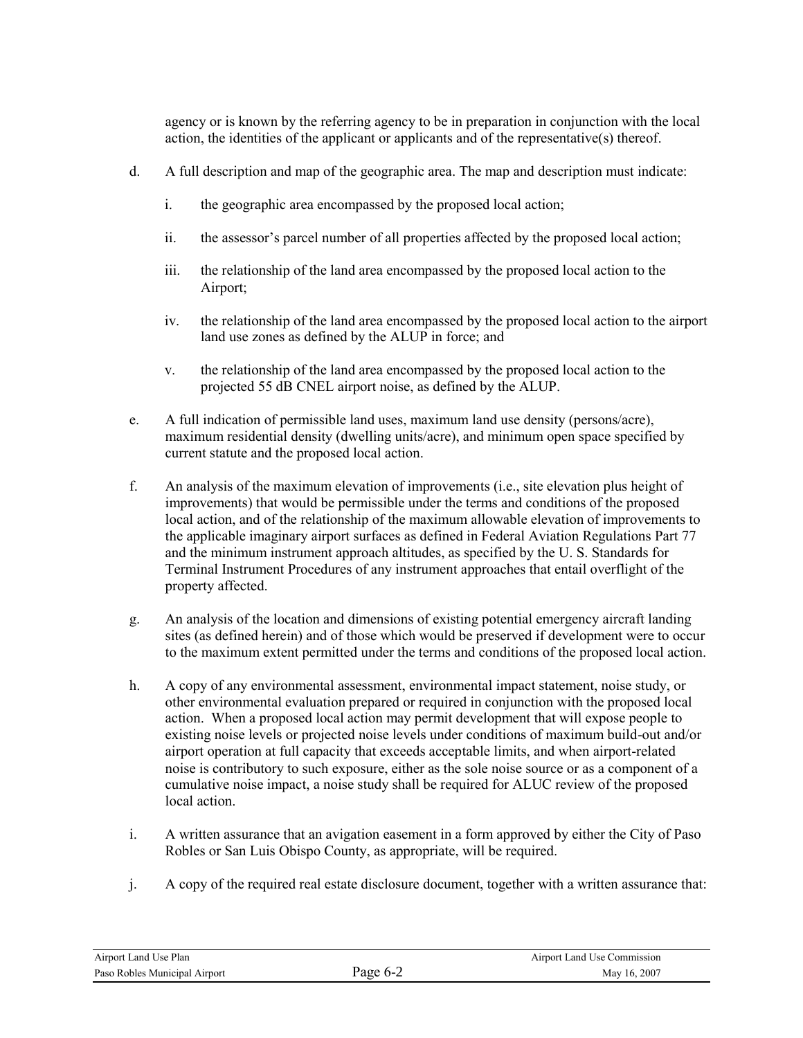agency or is known by the referring agency to be in preparation in conjunction with the local action, the identities of the applicant or applicants and of the representative(s) thereof.

d. A full description and map of the geographic area. The map and description must indicate:

   i. the geographic area encompassed by the proposed local action;

   ii. the assessor's parcel number of all properties affected by the proposed local action;

   iii. the relationship of the land area encompassed by the proposed local action to the Airport;

   iv. the relationship of the land area encompassed by the proposed local action to the airport land use zones as defined by the ALUP in force; and

   v. the relationship of the land area encompassed by the proposed local action to the projected 55 dB CNEL airport noise, as defined by the ALUP.

e. A full indication of permissible land uses, maximum land use density (persons/acre), maximum residential density (dwelling units/acre), and minimum open space specified by current statute and the proposed local action.

f. An analysis of the maximum elevation of improvements (i.e., site elevation plus height of improvements) that would be permissible under the terms and conditions of the proposed local action, and of the relationship of the maximum allowable elevation of improvements to the applicable imaginary airport surfaces as defined in Federal Aviation Regulations Part 77 and the minimum instrument approach altitudes, as specified by the U. S. Standards for Terminal Instrument Procedures of any instrument approaches that entail overflight of the property affected.

g. An analysis of the location and dimensions of existing potential emergency aircraft landing sites (as defined herein) and of those which would be preserved if development were to occur to the maximum extent permitted under the terms and conditions of the proposed local action.

h. A copy of any environmental assessment, environmental impact statement, noise study, or other environmental evaluation prepared or required in conjunction with the proposed local action. When a proposed local action may permit development that will expose people to existing noise levels or projected noise levels under conditions of maximum build-out and/or airport operation at full capacity that exceeds acceptable limits, and when airport-related noise is contributory to such exposure, either as the sole noise source or as a component of a cumulative noise impact, a noise study shall be required for ALUC review of the proposed local action.

i. A written assurance that an avigation easement in a form approved by either the City of Paso Robles or San Luis Obispo County, as appropriate, will be required.

j. A copy of the required real estate disclosure document, together with a written assurance that: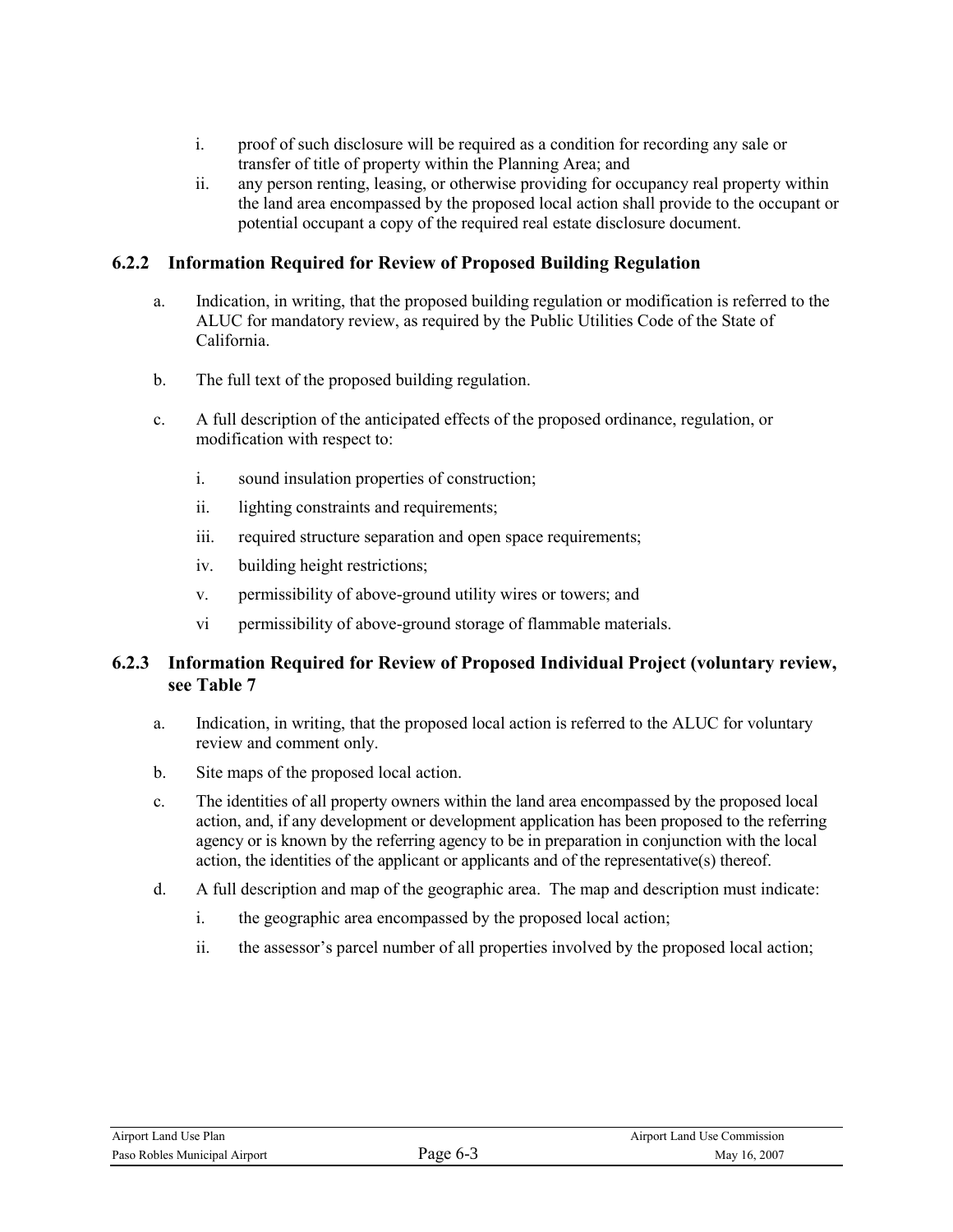i. proof of such disclosure will be required as a condition for recording any sale or transfer of title of property within the Planning Area; and
ii. any person renting, leasing, or otherwise providing for occupancy real property within the land area encompassed by the proposed local action shall provide to the occupant or potential occupant a copy of the required real estate disclosure document.

### 6.2.2 Information Required for Review of Proposed Building Regulation

a. Indication, in writing, that the proposed building regulation or modification is referred to the ALUC for mandatory review, as required by the Public Utilities Code of the State of California.

b. The full text of the proposed building regulation.

c. A full description of the anticipated effects of the proposed ordinance, regulation, or modification with respect to:

   i. sound insulation properties of construction;

   ii. lighting constraints and requirements;

   iii. required structure separation and open space requirements;

   iv. building height restrictions;

   v. permissibility of above-ground utility wires or towers; and

   vi permissibility of above-ground storage of flammable materials.

### 6.2.3 Information Required for Review of Proposed Individual Project (voluntary review, see Table 7

a. Indication, in writing, that the proposed local action is referred to the ALUC for voluntary review and comment only.

b. Site maps of the proposed local action.

c. The identities of all property owners within the land area encompassed by the proposed local action, and, if any development or development application has been proposed to the referring agency or is known by the referring agency to be in preparation in conjunction with the local action, the identities of the applicant or applicants and of the representative(s) thereof.

d. A full description and map of the geographic area. The map and description must indicate:

   i. the geographic area encompassed by the proposed local action;

   ii. the assessor's parcel number of all properties involved by the proposed local action;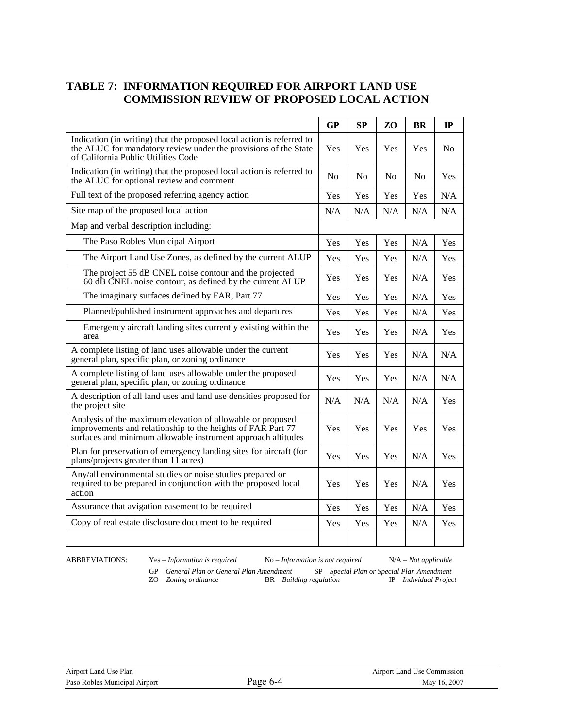## TABLE 7: INFORMATION REQUIRED FOR AIRPORT LAND USE COMMISSION REVIEW OF PROPOSED LOCAL ACTION

| | GP | SP | ZO | BR | IP |
|---|---|---|---|---|---|
| Indication (in writing) that the proposed local action is referred to the ALUC for mandatory review under the provisions of the State of California Public Utilities Code | Yes | Yes | Yes | Yes | No |
| Indication (in writing) that the proposed local action is referred to the ALUC for optional review and comment | No | No | No | No | Yes |
| Full text of the proposed referring agency action | Yes | Yes | Yes | Yes | N/A |
| Site map of the proposed local action | N/A | N/A | N/A | N/A | N/A |
| Map and verbal description including: | | | | | |
| The Paso Robles Municipal Airport | Yes | Yes | Yes | N/A | Yes |
| The Airport Land Use Zones, as defined by the current ALUP | Yes | Yes | Yes | N/A | Yes |
| The project 55 dB CNEL noise contour and the projected 60 dB CNEL noise contour, as defined by the current ALUP | Yes | Yes | Yes | N/A | Yes |
| The imaginary surfaces defined by FAR, Part 77 | Yes | Yes | Yes | N/A | Yes |
| Planned/published instrument approaches and departures | Yes | Yes | Yes | N/A | Yes |
| Emergency aircraft landing sites currently existing within the area | Yes | Yes | Yes | N/A | Yes |
| A complete listing of land uses allowable under the current general plan, specific plan, or zoning ordinance | Yes | Yes | Yes | N/A | N/A |
| A complete listing of land uses allowable under the proposed general plan, specific plan, or zoning ordinance | Yes | Yes | Yes | N/A | N/A |
| A description of all land uses and land use densities proposed for the project site | N/A | N/A | N/A | N/A | Yes |
| Analysis of the maximum elevation of allowable or proposed improvements and relationship to the heights of FAR Part 77 surfaces and minimum allowable instrument approach altitudes | Yes | Yes | Yes | Yes | Yes |
| Plan for preservation of emergency landing sites for aircraft (for plans/projects greater than 11 acres) | Yes | Yes | Yes | N/A | Yes |
| Any/all environmental studies or noise studies prepared or required to be prepared in conjunction with the proposed local action | Yes | Yes | Yes | N/A | Yes |
| Assurance that avigation easement to be required | Yes | Yes | Yes | N/A | Yes |
| Copy of real estate disclosure document to be required | Yes | Yes | Yes | N/A | Yes |
| | | | | | |

ABBREVIATIONS: Yes – *Information is required* No – *Information is not required* N/A – *Not applicable*
GP – *General Plan or General Plan Amendment* SP – *Special Plan or Special Plan Amendment*
ZO – *Zoning ordinance* BR – *Building regulation* IP – *Individual Project*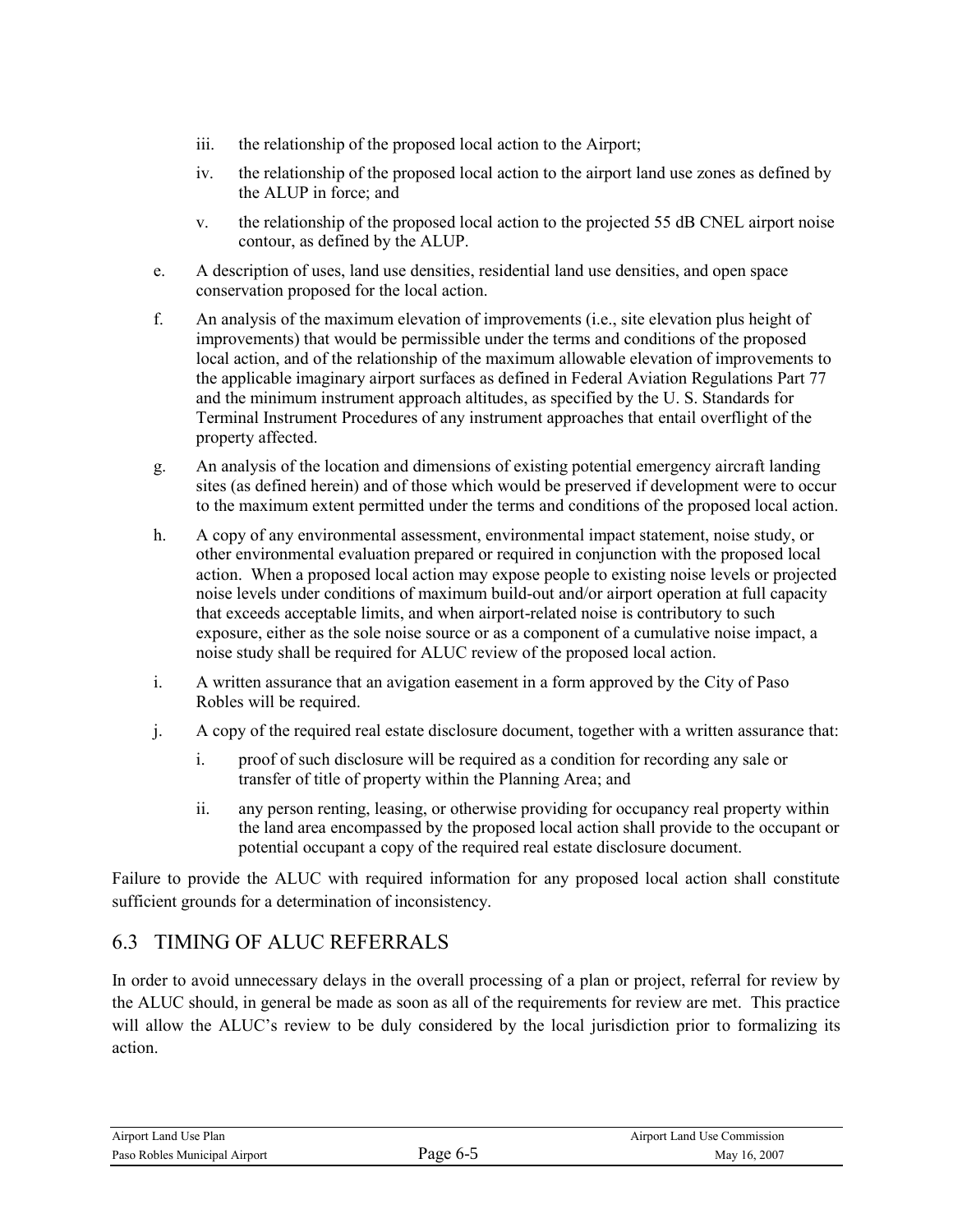iii. the relationship of the proposed local action to the Airport;

    iv. the relationship of the proposed local action to the airport land use zones as defined by the ALUP in force; and

    v. the relationship of the proposed local action to the projected 55 dB CNEL airport noise contour, as defined by the ALUP.

e. A description of uses, land use densities, residential land use densities, and open space conservation proposed for the local action.

f. An analysis of the maximum elevation of improvements (i.e., site elevation plus height of improvements) that would be permissible under the terms and conditions of the proposed local action, and of the relationship of the maximum allowable elevation of improvements to the applicable imaginary airport surfaces as defined in Federal Aviation Regulations Part 77 and the minimum instrument approach altitudes, as specified by the U. S. Standards for Terminal Instrument Procedures of any instrument approaches that entail overflight of the property affected.

g. An analysis of the location and dimensions of existing potential emergency aircraft landing sites (as defined herein) and of those which would be preserved if development were to occur to the maximum extent permitted under the terms and conditions of the proposed local action.

h. A copy of any environmental assessment, environmental impact statement, noise study, or other environmental evaluation prepared or required in conjunction with the proposed local action. When a proposed local action may expose people to existing noise levels or projected noise levels under conditions of maximum build-out and/or airport operation at full capacity that exceeds acceptable limits, and when airport-related noise is contributory to such exposure, either as the sole noise source or as a component of a cumulative noise impact, a noise study shall be required for ALUC review of the proposed local action.

i. A written assurance that an avigation easement in a form approved by the City of Paso Robles will be required.

j. A copy of the required real estate disclosure document, together with a written assurance that:

    i. proof of such disclosure will be required as a condition for recording any sale or transfer of title of property within the Planning Area; and

    ii. any person renting, leasing, or otherwise providing for occupancy real property within the land area encompassed by the proposed local action shall provide to the occupant or potential occupant a copy of the required real estate disclosure document.

Failure to provide the ALUC with required information for any proposed local action shall constitute sufficient grounds for a determination of inconsistency.

## 6.3 TIMING OF ALUC REFERRALS

In order to avoid unnecessary delays in the overall processing of a plan or project, referral for review by the ALUC should, in general be made as soon as all of the requirements for review are met. This practice will allow the ALUC's review to be duly considered by the local jurisdiction prior to formalizing its action.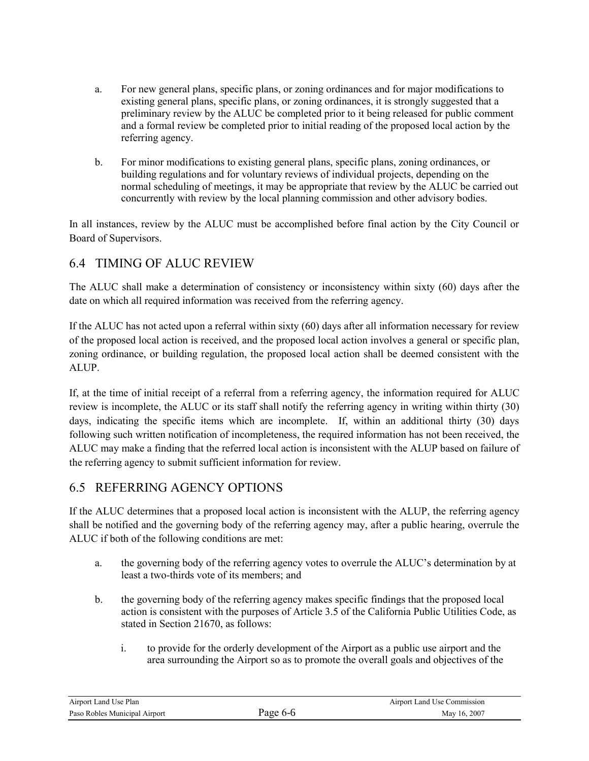a. For new general plans, specific plans, or zoning ordinances and for major modifications to existing general plans, specific plans, or zoning ordinances, it is strongly suggested that a preliminary review by the ALUC be completed prior to it being released for public comment and a formal review be completed prior to initial reading of the proposed local action by the referring agency.

b. For minor modifications to existing general plans, specific plans, zoning ordinances, or building regulations and for voluntary reviews of individual projects, depending on the normal scheduling of meetings, it may be appropriate that review by the ALUC be carried out concurrently with review by the local planning commission and other advisory bodies.

In all instances, review by the ALUC must be accomplished before final action by the City Council or Board of Supervisors.

## 6.4 TIMING OF ALUC REVIEW

The ALUC shall make a determination of consistency or inconsistency within sixty (60) days after the date on which all required information was received from the referring agency.

If the ALUC has not acted upon a referral within sixty (60) days after all information necessary for review of the proposed local action is received, and the proposed local action involves a general or specific plan, zoning ordinance, or building regulation, the proposed local action shall be deemed consistent with the ALUP.

If, at the time of initial receipt of a referral from a referring agency, the information required for ALUC review is incomplete, the ALUC or its staff shall notify the referring agency in writing within thirty (30) days, indicating the specific items which are incomplete. If, within an additional thirty (30) days following such written notification of incompleteness, the required information has not been received, the ALUC may make a finding that the referred local action is inconsistent with the ALUP based on failure of the referring agency to submit sufficient information for review.

## 6.5 REFERRING AGENCY OPTIONS

If the ALUC determines that a proposed local action is inconsistent with the ALUP, the referring agency shall be notified and the governing body of the referring agency may, after a public hearing, overrule the ALUC if both of the following conditions are met:

a. the governing body of the referring agency votes to overrule the ALUC's determination by at least a two-thirds vote of its members; and

b. the governing body of the referring agency makes specific findings that the proposed local action is consistent with the purposes of Article 3.5 of the California Public Utilities Code, as stated in Section 21670, as follows:

   i. to provide for the orderly development of the Airport as a public use airport and the area surrounding the Airport so as to promote the overall goals and objectives of the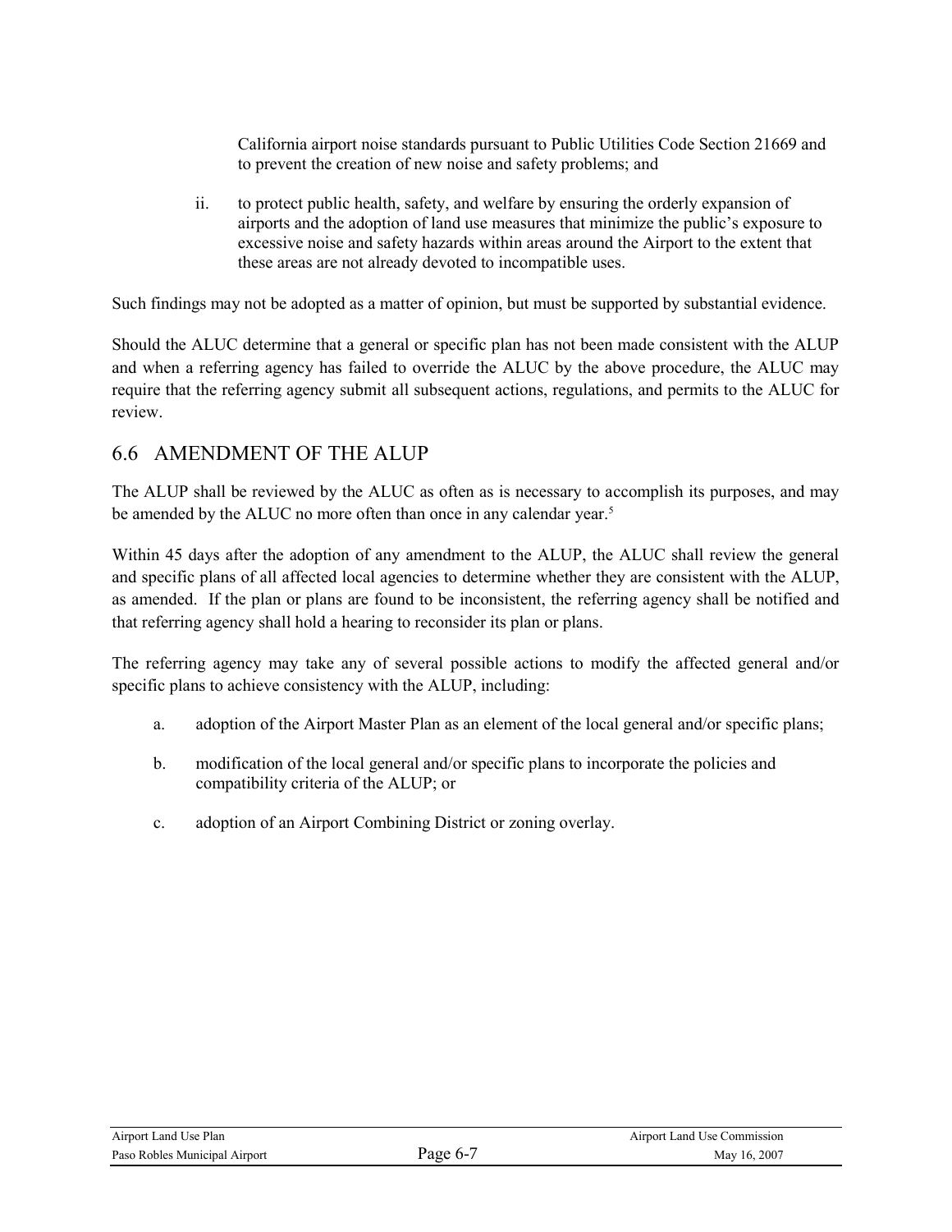California airport noise standards pursuant to Public Utilities Code Section 21669 and to prevent the creation of new noise and safety problems; and

ii. to protect public health, safety, and welfare by ensuring the orderly expansion of airports and the adoption of land use measures that minimize the public's exposure to excessive noise and safety hazards within areas around the Airport to the extent that these areas are not already devoted to incompatible uses.

Such findings may not be adopted as a matter of opinion, but must be supported by substantial evidence.

Should the ALUC determine that a general or specific plan has not been made consistent with the ALUP and when a referring agency has failed to override the ALUC by the above procedure, the ALUC may require that the referring agency submit all subsequent actions, regulations, and permits to the ALUC for review.

## 6.6 AMENDMENT OF THE ALUP

The ALUP shall be reviewed by the ALUC as often as is necessary to accomplish its purposes, and may be amended by the ALUC no more often than once in any calendar year.[5]

Within 45 days after the adoption of any amendment to the ALUP, the ALUC shall review the general and specific plans of all affected local agencies to determine whether they are consistent with the ALUP, as amended. If the plan or plans are found to be inconsistent, the referring agency shall be notified and that referring agency shall hold a hearing to reconsider its plan or plans.

The referring agency may take any of several possible actions to modify the affected general and/or specific plans to achieve consistency with the ALUP, including:

a. adoption of the Airport Master Plan as an element of the local general and/or specific plans;

b. modification of the local general and/or specific plans to incorporate the policies and compatibility criteria of the ALUP; or

c. adoption of an Airport Combining District or zoning overlay.